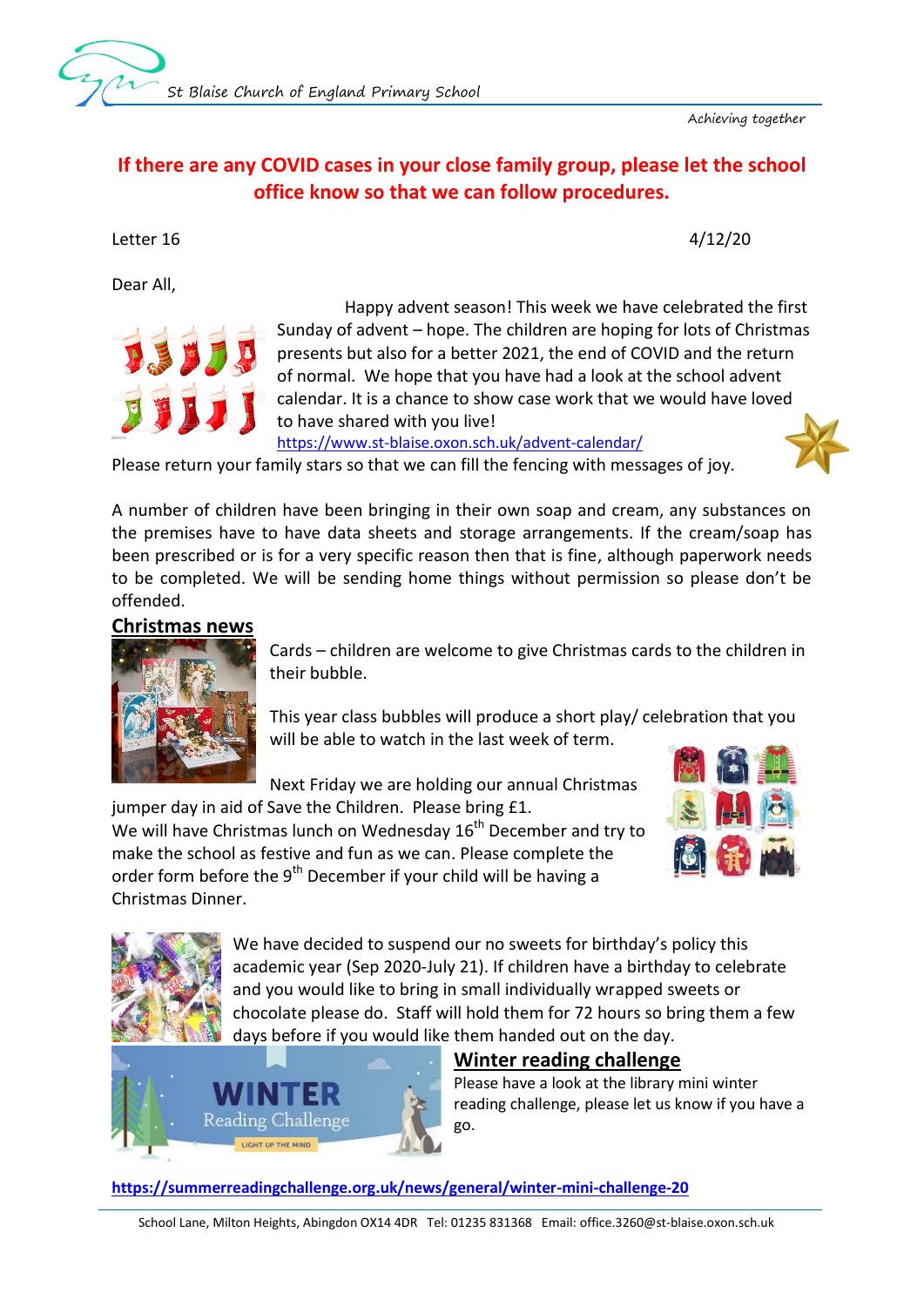St Blaise Church of England Primary School

*Achieving together*

**If there are any COVID cases in your close family group, please let the school office know so that we can follow procedures.**

Letter 16 4/12/20

Dear All,

Happy advent season! This week we have celebrated the first Sunday of advent – hope. The children are hoping for lots of Christmas presents but also for a better 2021, the end of COVID and the return of normal. We hope that you have had a look at the school advent calendar. It is a chance to show case work that we would have loved to have shared with you live!

https://www.st-blaise.oxon.sch.uk/advent-calendar/

Please return your family stars so that we can fill the fencing with messages of joy.

A number of children have been bringing in their own soap and cream, any substances on the premises have to have data sheets and storage arrangements. If the cream/soap has been prescribed or is for a very specific reason then that is fine, although paperwork needs to be completed. We will be sending home things without permission so please don't be offended.

## Christmas news

Cards – children are welcome to give Christmas cards to the children in their bubble.

This year class bubbles will produce a short play/ celebration that you will be able to watch in the last week of term.

Next Friday we are holding our annual Christmas jumper day in aid of Save the Children. Please bring £1.
We will have Christmas lunch on Wednesday 16th December and try to make the school as festive and fun as we can. Please complete the order form before the 9th December if your child will be having a Christmas Dinner.

We have decided to suspend our no sweets for birthday's policy this academic year (Sep 2020-July 21). If children have a birthday to celebrate and you would like to bring in small individually wrapped sweets or chocolate please do. Staff will hold them for 72 hours so bring them a few days before if you would like them handed out on the day.

## Winter reading challenge

Please have a look at the library mini winter reading challenge, please let us know if you have a go.

**https://summerreadingchallenge.org.uk/news/general/winter-mini-challenge-20**

School Lane, Milton Heights, Abingdon OX14 4DR Tel: 01235 831368 Email: office.3260@st-blaise.oxon.sch.uk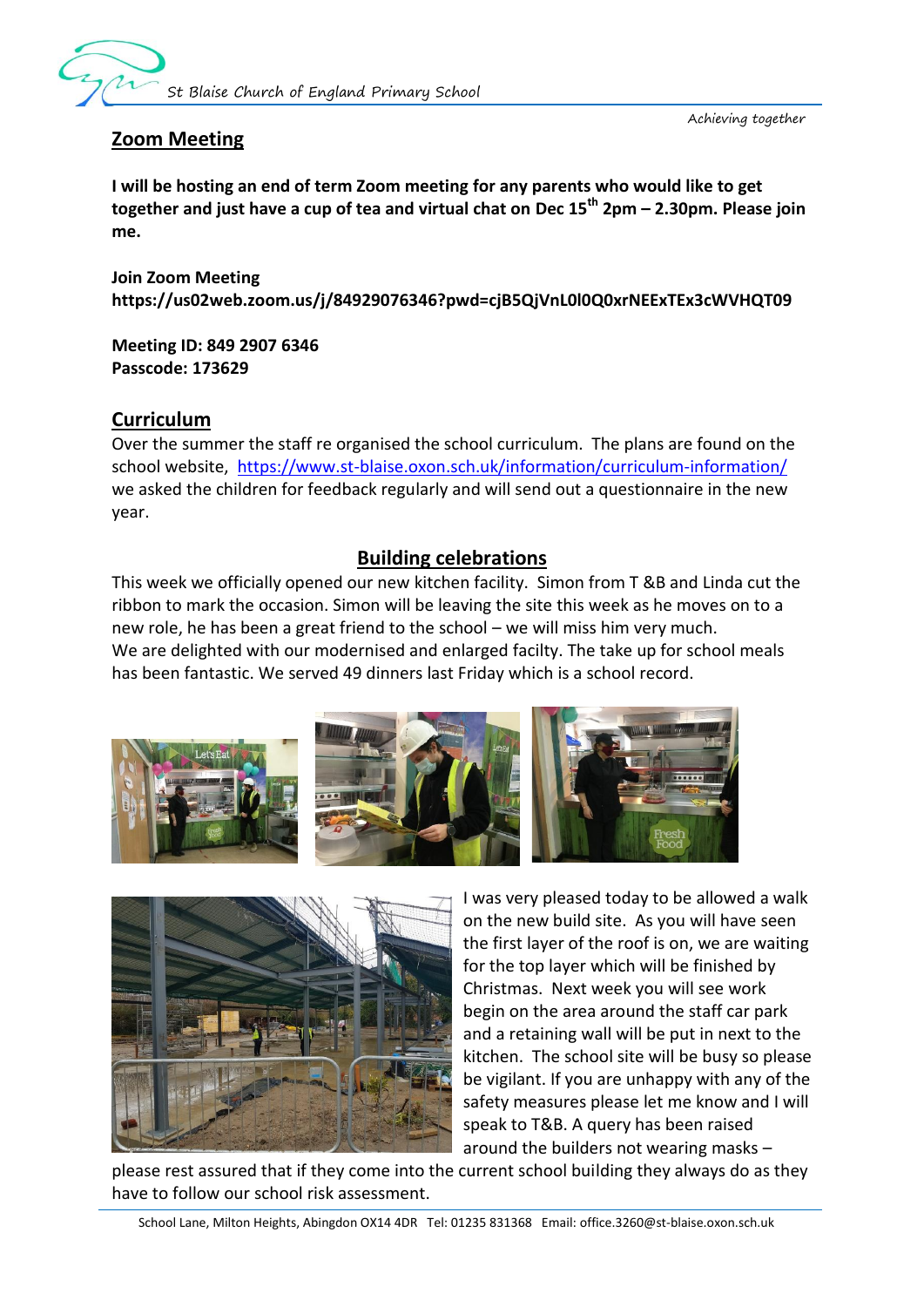## Zoom Meeting

**I will be hosting an end of term Zoom meeting for any parents who would like to get together and just have a cup of tea and virtual chat on Dec 15th 2pm – 2.30pm. Please join me.**

**Join Zoom Meeting**
**https://us02web.zoom.us/j/84929076346?pwd=cjB5QjVnL0l0Q0xrNEExTEx3cWVHQT09**

**Meeting ID: 849 2907 6346**
**Passcode: 173629**

## Curriculum

Over the summer the staff re organised the school curriculum. The plans are found on the school website, https://www.st-blaise.oxon.sch.uk/information/curriculum-information/ we asked the children for feedback regularly and will send out a questionnaire in the new year.

## Building celebrations

This week we officially opened our new kitchen facility. Simon from T &B and Linda cut the ribbon to mark the occasion. Simon will be leaving the site this week as he moves on to a new role, he has been a great friend to the school – we will miss him very much.
We are delighted with our modernised and enlarged facilty. The take up for school meals has been fantastic. We served 49 dinners last Friday which is a school record.

I was very pleased today to be allowed a walk on the new build site. As you will have seen the first layer of the roof is on, we are waiting for the top layer which will be finished by Christmas. Next week you will see work begin on the area around the staff car park and a retaining wall will be put in next to the kitchen. The school site will be busy so please be vigilant. If you are unhappy with any of the safety measures please let me know and I will speak to T&B. A query has been raised around the builders not wearing masks – please rest assured that if they come into the current school building they always do as they have to follow our school risk assessment.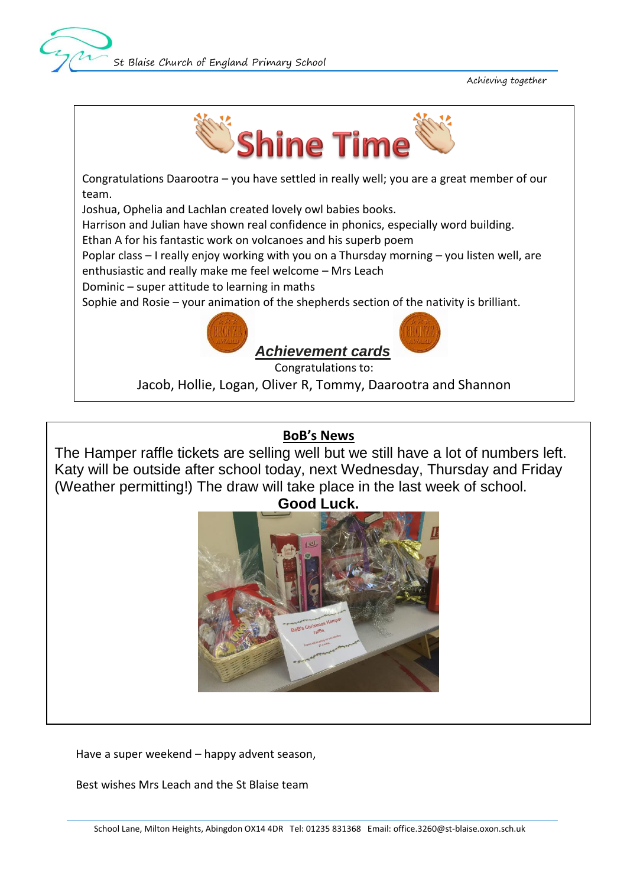## Shine Time

Congratulations Daarootra – you have settled in really well; you are a great member of our team.

Joshua, Ophelia and Lachlan created lovely owl babies books.

Harrison and Julian have shown real confidence in phonics, especially word building.

Ethan A for his fantastic work on volcanoes and his superb poem

Poplar class – I really enjoy working with you on a Thursday morning – you listen well, are enthusiastic and really make me feel welcome – Mrs Leach

Dominic – super attitude to learning in maths

Sophie and Rosie – your animation of the shepherds section of the nativity is brilliant.

### *Achievement cards*

Congratulations to:

Jacob, Hollie, Logan, Oliver R, Tommy, Daarootra and Shannon

## BoB's News

The Hamper raffle tickets are selling well but we still have a lot of numbers left. Katy will be outside after school today, next Wednesday, Thursday and Friday (Weather permitting!) The draw will take place in the last week of school.

**Good Luck.**

Have a super weekend – happy advent season,

Best wishes Mrs Leach and the St Blaise team